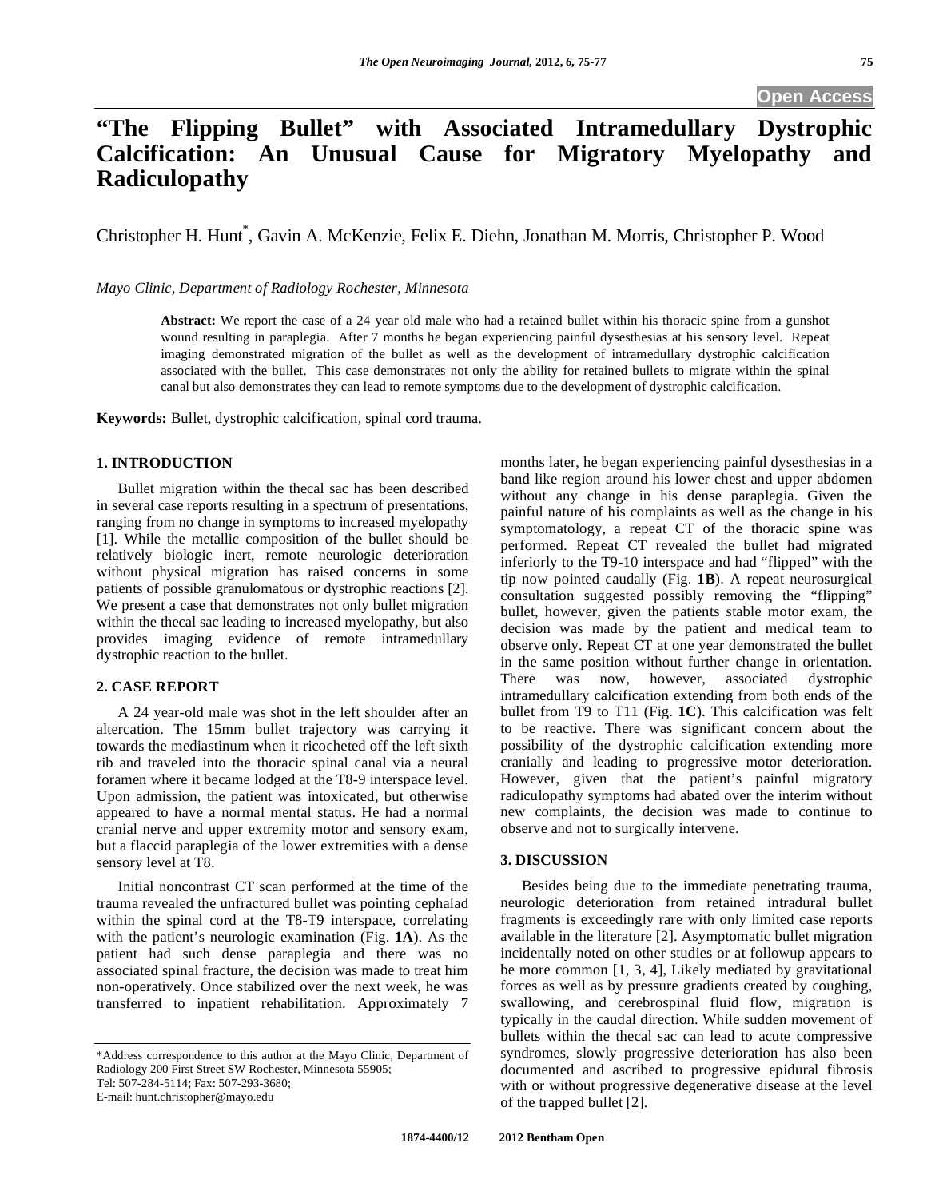# "The Flipping Bullet" with Associated Intramedullary Dystrophic Calcification: An Unusual Cause for Migratory Myelopathy and Radiculopathy

Christopher H. Hunt*, Gavin A. McKenzie, Felix E. Diehn, Jonathan M. Morris, Christopher P. Wood

*Mayo Clinic, Department of Radiology Rochester, Minnesota*

**Abstract:** We report the case of a 24 year old male who had a retained bullet within his thoracic spine from a gunshot wound resulting in paraplegia. After 7 months he began experiencing painful dysesthesias at his sensory level. Repeat imaging demonstrated migration of the bullet as well as the development of intramedullary dystrophic calcification associated with the bullet. This case demonstrates not only the ability for retained bullets to migrate within the spinal canal but also demonstrates they can lead to remote symptoms due to the development of dystrophic calcification.

**Keywords:** Bullet, dystrophic calcification, spinal cord trauma.

## 1. INTRODUCTION

Bullet migration within the thecal sac has been described in several case reports resulting in a spectrum of presentations, ranging from no change in symptoms to increased myelopathy [1]. While the metallic composition of the bullet should be relatively biologic inert, remote neurologic deterioration without physical migration has raised concerns in some patients of possible granulomatous or dystrophic reactions [2]. We present a case that demonstrates not only bullet migration within the thecal sac leading to increased myelopathy, but also provides imaging evidence of remote intramedullary dystrophic reaction to the bullet.

## 2. CASE REPORT

A 24 year-old male was shot in the left shoulder after an altercation. The 15mm bullet trajectory was carrying it towards the mediastinum when it ricocheted off the left sixth rib and traveled into the thoracic spinal canal via a neural foramen where it became lodged at the T8-9 interspace level. Upon admission, the patient was intoxicated, but otherwise appeared to have a normal mental status. He had a normal cranial nerve and upper extremity motor and sensory exam, but a flaccid paraplegia of the lower extremities with a dense sensory level at T8.

Initial noncontrast CT scan performed at the time of the trauma revealed the unfractured bullet was pointing cephalad within the spinal cord at the T8-T9 interspace, correlating with the patient's neurologic examination (Fig. **1A**). As the patient had such dense paraplegia and there was no associated spinal fracture, the decision was made to treat him non-operatively. Once stabilized over the next week, he was transferred to inpatient rehabilitation. Approximately 7 months later, he began experiencing painful dysesthesias in a band like region around his lower chest and upper abdomen without any change in his dense paraplegia. Given the painful nature of his complaints as well as the change in his symptomatology, a repeat CT of the thoracic spine was performed. Repeat CT revealed the bullet had migrated inferiorly to the T9-10 interspace and had "flipped" with the tip now pointed caudally (Fig. **1B**). A repeat neurosurgical consultation suggested possibly removing the "flipping" bullet, however, given the patients stable motor exam, the decision was made by the patient and medical team to observe only. Repeat CT at one year demonstrated the bullet in the same position without further change in orientation. There was now, however, associated dystrophic intramedullary calcification extending from both ends of the bullet from T9 to T11 (Fig. **1C**). This calcification was felt to be reactive. There was significant concern about the possibility of the dystrophic calcification extending more cranially and leading to progressive motor deterioration. However, given that the patient's painful migratory radiculopathy symptoms had abated over the interim without new complaints, the decision was made to continue to observe and not to surgically intervene.

## 3. DISCUSSION

Besides being due to the immediate penetrating trauma, neurologic deterioration from retained intradural bullet fragments is exceedingly rare with only limited case reports available in the literature [2]. Asymptomatic bullet migration incidentally noted on other studies or at followup appears to be more common [1, 3, 4], Likely mediated by gravitational forces as well as by pressure gradients created by coughing, swallowing, and cerebrospinal fluid flow, migration is typically in the caudal direction. While sudden movement of bullets within the thecal sac can lead to acute compressive syndromes, slowly progressive deterioration has also been documented and ascribed to progressive epidural fibrosis with or without progressive degenerative disease at the level of the trapped bullet [2].

---

*Address correspondence to this author at the Mayo Clinic, Department of Radiology 200 First Street SW Rochester, Minnesota 55905; Tel: 507-284-5114; Fax: 507-293-3680; E-mail: hunt.christopher@mayo.edu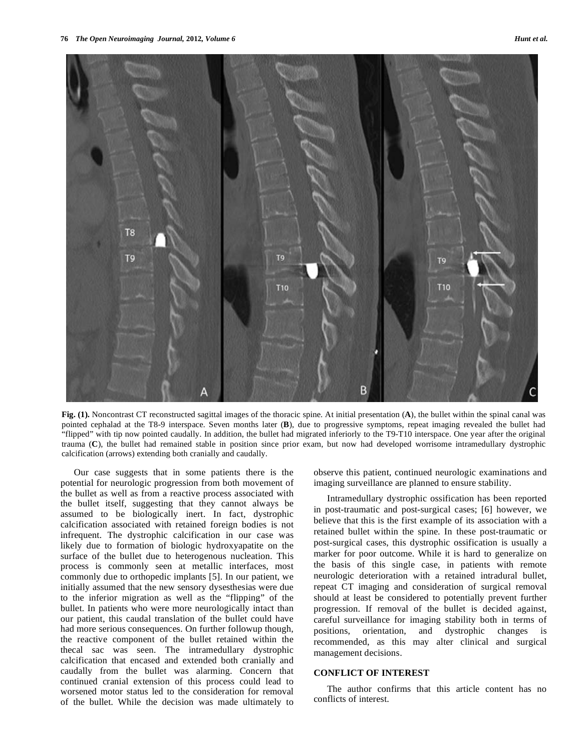**Fig. (1).** Noncontrast CT reconstructed sagittal images of the thoracic spine. At initial presentation (**A**), the bullet within the spinal canal was pointed cephalad at the T8-9 interspace. Seven months later (**B**), due to progressive symptoms, repeat imaging revealed the bullet had "flipped" with tip now pointed caudally. In addition, the bullet had migrated inferiorly to the T9-T10 interspace. One year after the original trauma (**C**), the bullet had remained stable in position since prior exam, but now had developed worrisome intramedullary dystrophic calcification (arrows) extending both cranially and caudally.

Our case suggests that in some patients there is the potential for neurologic progression from both movement of the bullet as well as from a reactive process associated with the bullet itself, suggesting that they cannot always be assumed to be biologically inert. In fact, dystrophic calcification associated with retained foreign bodies is not infrequent. The dystrophic calcification in our case was likely due to formation of biologic hydroxyapatite on the surface of the bullet due to heterogenous nucleation. This process is commonly seen at metallic interfaces, most commonly due to orthopedic implants [5]. In our patient, we initially assumed that the new sensory dysesthesias were due to the inferior migration as well as the "flipping" of the bullet. In patients who were more neurologically intact than our patient, this caudal translation of the bullet could have had more serious consequences. On further followup though, the reactive component of the bullet retained within the thecal sac was seen. The intramedullary dystrophic calcification that encased and extended both cranially and caudally from the bullet was alarming. Concern that continued cranial extension of this process could lead to worsened motor status led to the consideration for removal of the bullet. While the decision was made ultimately to observe this patient, continued neurologic examinations and imaging surveillance are planned to ensure stability.

Intramedullary dystrophic ossification has been reported in post-traumatic and post-surgical cases; [6] however, we believe that this is the first example of its association with a retained bullet within the spine. In these post-traumatic or post-surgical cases, this dystrophic ossification is usually a marker for poor outcome. While it is hard to generalize on the basis of this single case, in patients with remote neurologic deterioration with a retained intradural bullet, repeat CT imaging and consideration of surgical removal should at least be considered to potentially prevent further progression. If removal of the bullet is decided against, careful surveillance for imaging stability both in terms of positions, orientation, and dystrophic changes is recommended, as this may alter clinical and surgical management decisions.

## CONFLICT OF INTEREST

The author confirms that this article content has no conflicts of interest.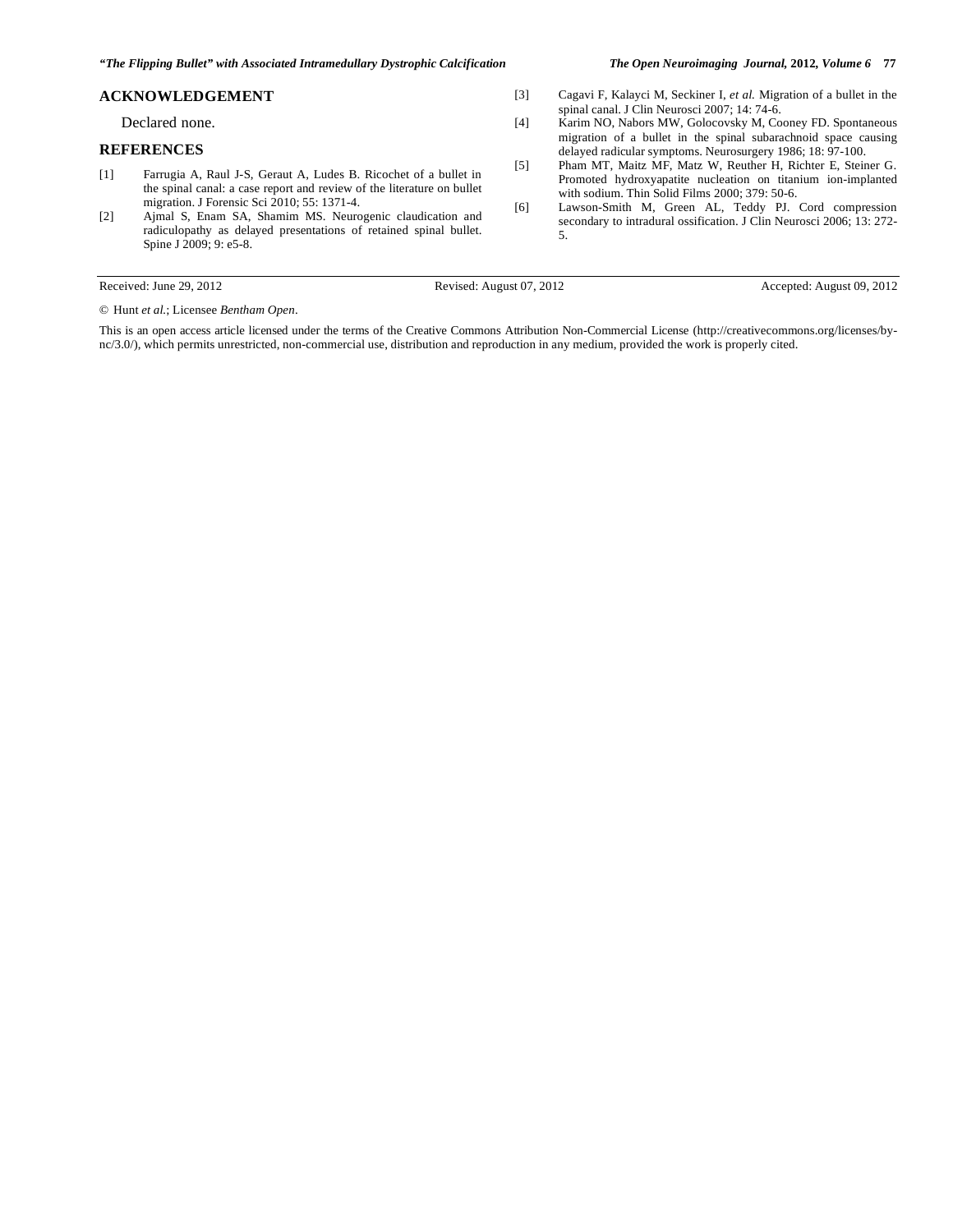## ACKNOWLEDGEMENT

Declared none.

## REFERENCES

[1] Farrugia A, Raul J-S, Geraut A, Ludes B. Ricochet of a bullet in the spinal canal: a case report and review of the literature on bullet migration. J Forensic Sci 2010; 55: 1371-4.

[2] Ajmal S, Enam SA, Shamim MS. Neurogenic claudication and radiculopathy as delayed presentations of retained spinal bullet. Spine J 2009; 9: e5-8.

[3] Cagavi F, Kalayci M, Seckiner I, *et al.* Migration of a bullet in the spinal canal. J Clin Neurosci 2007; 14: 74-6.

[4] Karim NO, Nabors MW, Golocovsky M, Cooney FD. Spontaneous migration of a bullet in the spinal subarachnoid space causing delayed radicular symptoms. Neurosurgery 1986; 18: 97-100.

[5] Pham MT, Maitz MF, Matz W, Reuther H, Richter E, Steiner G. Promoted hydroxyapatite nucleation on titanium ion-implanted with sodium. Thin Solid Films 2000; 379: 50-6.

[6] Lawson-Smith M, Green AL, Teddy PJ. Cord compression secondary to intradural ossification. J Clin Neurosci 2006; 13: 272-5.

Received: June 29, 2012 Revised: August 07, 2012 Accepted: August 09, 2012

© Hunt *et al.*; Licensee *Bentham Open*.

This is an open access article licensed under the terms of the Creative Commons Attribution Non-Commercial License (http://creativecommons.org/licenses/by-nc/3.0/), which permits unrestricted, non-commercial use, distribution and reproduction in any medium, provided the work is properly cited.